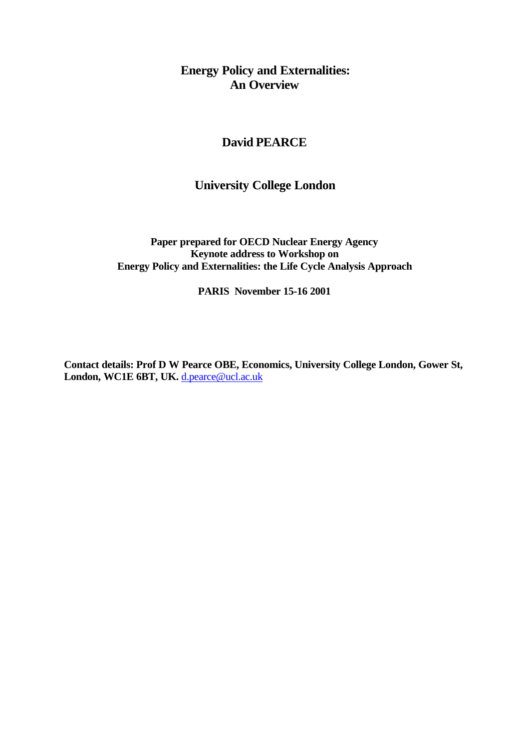# Energy Policy and Externalities: An Overview

**David PEARCE**

**University College London**

**Paper prepared for OECD Nuclear Energy Agency**
**Keynote address to Workshop on**
**Energy Policy and Externalities: the Life Cycle Analysis Approach**

**PARIS November 15-16 2001**

**Contact details: Prof D W Pearce OBE, Economics, University College London, Gower St, London, WC1E 6BT, UK.** d.pearce@ucl.ac.uk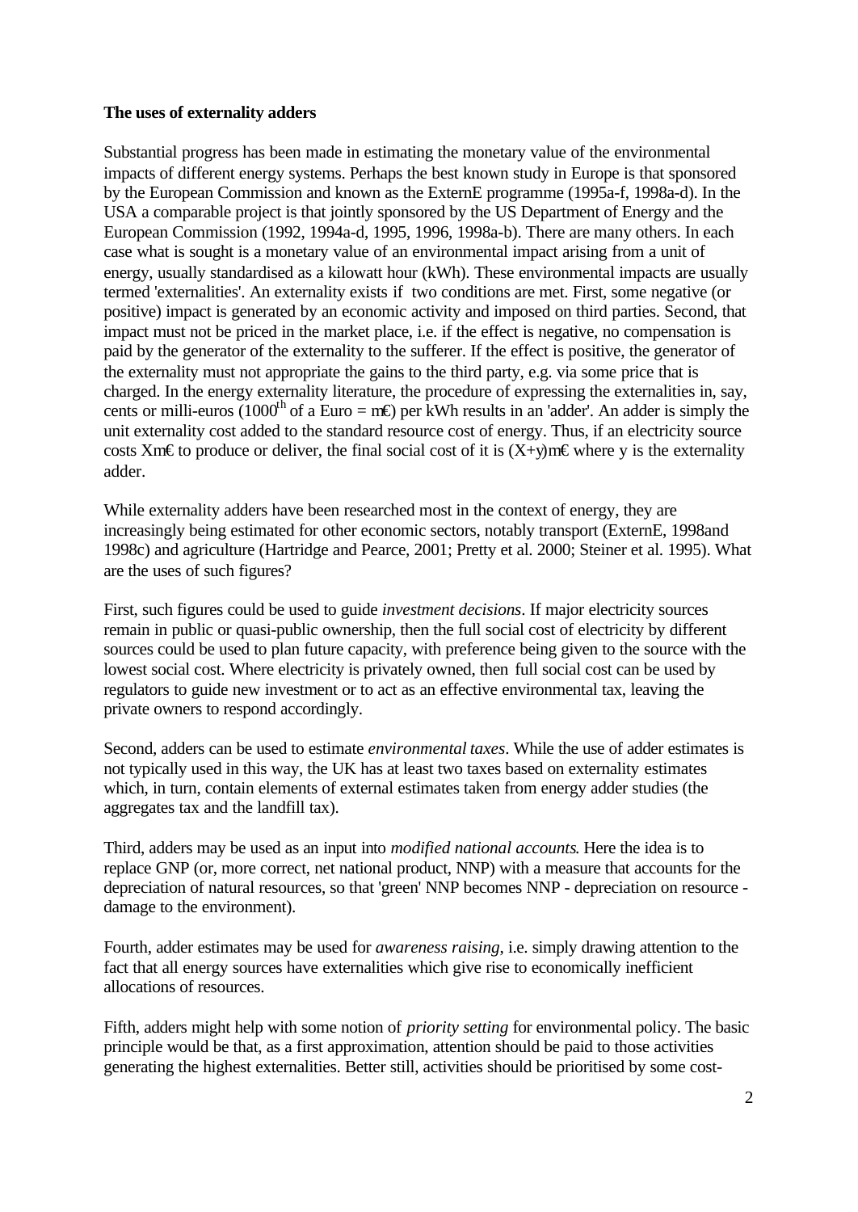**The uses of externality adders**

Substantial progress has been made in estimating the monetary value of the environmental impacts of different energy systems. Perhaps the best known study in Europe is that sponsored by the European Commission and known as the ExternE programme (1995a-f, 1998a-d). In the USA a comparable project is that jointly sponsored by the US Department of Energy and the European Commission (1992, 1994a-d, 1995, 1996, 1998a-b). There are many others. In each case what is sought is a monetary value of an environmental impact arising from a unit of energy, usually standardised as a kilowatt hour (kWh). These environmental impacts are usually termed 'externalities'. An externality exists if two conditions are met. First, some negative (or positive) impact is generated by an economic activity and imposed on third parties. Second, that impact must not be priced in the market place, i.e. if the effect is negative, no compensation is paid by the generator of the externality to the sufferer. If the effect is positive, the generator of the externality must not appropriate the gains to the third party, e.g. via some price that is charged. In the energy externality literature, the procedure of expressing the externalities in, say, cents or milli-euros (1000$^{th}$ of a Euro = m€) per kWh results in an 'adder'. An adder is simply the unit externality cost added to the standard resource cost of energy. Thus, if an electricity source costs Xm€ to produce or deliver, the final social cost of it is (X+y)m€ where y is the externality adder.

While externality adders have been researched most in the context of energy, they are increasingly being estimated for other economic sectors, notably transport (ExternE, 1998and 1998c) and agriculture (Hartridge and Pearce, 2001; Pretty et al. 2000; Steiner et al. 1995). What are the uses of such figures?

First, such figures could be used to guide *investment decisions*. If major electricity sources remain in public or quasi-public ownership, then the full social cost of electricity by different sources could be used to plan future capacity, with preference being given to the source with the lowest social cost. Where electricity is privately owned, then full social cost can be used by regulators to guide new investment or to act as an effective environmental tax, leaving the private owners to respond accordingly.

Second, adders can be used to estimate *environmental taxes*. While the use of adder estimates is not typically used in this way, the UK has at least two taxes based on externality estimates which, in turn, contain elements of external estimates taken from energy adder studies (the aggregates tax and the landfill tax).

Third, adders may be used as an input into *modified national accounts*. Here the idea is to replace GNP (or, more correct, net national product, NNP) with a measure that accounts for the depreciation of natural resources, so that 'green' NNP becomes NNP - depreciation on resource - damage to the environment).

Fourth, adder estimates may be used for *awareness raising*, i.e. simply drawing attention to the fact that all energy sources have externalities which give rise to economically inefficient allocations of resources.

Fifth, adders might help with some notion of *priority setting* for environmental policy. The basic principle would be that, as a first approximation, attention should be paid to those activities generating the highest externalities. Better still, activities should be prioritised by some cost-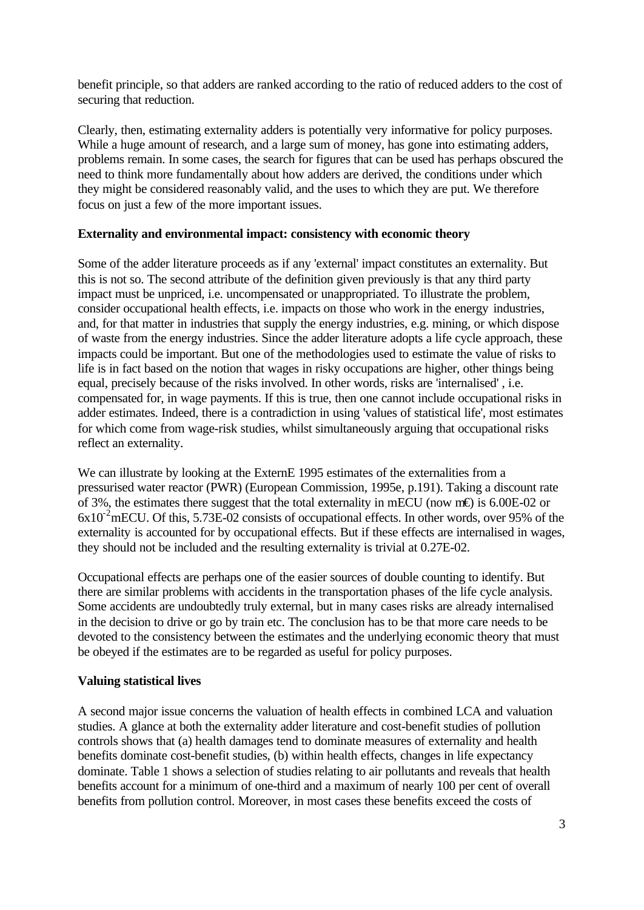benefit principle, so that adders are ranked according to the ratio of reduced adders to the cost of securing that reduction.

Clearly, then, estimating externality adders is potentially very informative for policy purposes. While a huge amount of research, and a large sum of money, has gone into estimating adders, problems remain. In some cases, the search for figures that can be used has perhaps obscured the need to think more fundamentally about how adders are derived, the conditions under which they might be considered reasonably valid, and the uses to which they are put. We therefore focus on just a few of the more important issues.

**Externality and environmental impact: consistency with economic theory**

Some of the adder literature proceeds as if any 'external' impact constitutes an externality. But this is not so. The second attribute of the definition given previously is that any third party impact must be unpriced, i.e. uncompensated or unappropriated. To illustrate the problem, consider occupational health effects, i.e. impacts on those who work in the energy industries, and, for that matter in industries that supply the energy industries, e.g. mining, or which dispose of waste from the energy industries. Since the adder literature adopts a life cycle approach, these impacts could be important. But one of the methodologies used to estimate the value of risks to life is in fact based on the notion that wages in risky occupations are higher, other things being equal, precisely because of the risks involved. In other words, risks are 'internalised' , i.e. compensated for, in wage payments. If this is true, then one cannot include occupational risks in adder estimates. Indeed, there is a contradiction in using 'values of statistical life', most estimates for which come from wage-risk studies, whilst simultaneously arguing that occupational risks reflect an externality.

We can illustrate by looking at the ExternE 1995 estimates of the externalities from a pressurised water reactor (PWR) (European Commission, 1995e, p.191). Taking a discount rate of 3%, the estimates there suggest that the total externality in mECU (now m€) is 6.00E-02 or $6x10^{-2}$mECU. Of this, 5.73E-02 consists of occupational effects. In other words, over 95% of the externality is accounted for by occupational effects. But if these effects are internalised in wages, they should not be included and the resulting externality is trivial at 0.27E-02.

Occupational effects are perhaps one of the easier sources of double counting to identify. But there are similar problems with accidents in the transportation phases of the life cycle analysis. Some accidents are undoubtedly truly external, but in many cases risks are already internalised in the decision to drive or go by train etc. The conclusion has to be that more care needs to be devoted to the consistency between the estimates and the underlying economic theory that must be obeyed if the estimates are to be regarded as useful for policy purposes.

**Valuing statistical lives**

A second major issue concerns the valuation of health effects in combined LCA and valuation studies. A glance at both the externality adder literature and cost-benefit studies of pollution controls shows that (a) health damages tend to dominate measures of externality and health benefits dominate cost-benefit studies, (b) within health effects, changes in life expectancy dominate. Table 1 shows a selection of studies relating to air pollutants and reveals that health benefits account for a minimum of one-third and a maximum of nearly 100 per cent of overall benefits from pollution control. Moreover, in most cases these benefits exceed the costs of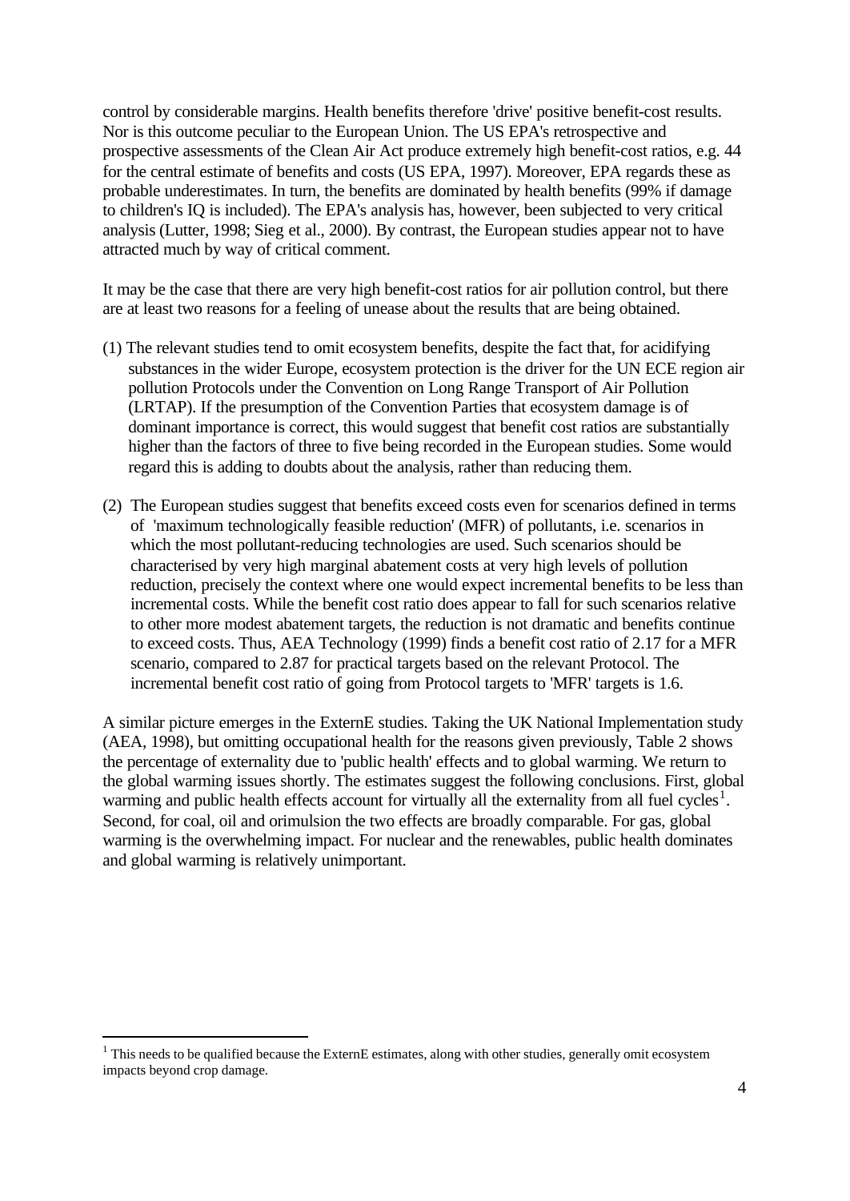control by considerable margins. Health benefits therefore 'drive' positive benefit-cost results. Nor is this outcome peculiar to the European Union. The US EPA's retrospective and prospective assessments of the Clean Air Act produce extremely high benefit-cost ratios, e.g. 44 for the central estimate of benefits and costs (US EPA, 1997). Moreover, EPA regards these as probable underestimates. In turn, the benefits are dominated by health benefits (99% if damage to children's IQ is included). The EPA's analysis has, however, been subjected to very critical analysis (Lutter, 1998; Sieg et al., 2000). By contrast, the European studies appear not to have attracted much by way of critical comment.

It may be the case that there are very high benefit-cost ratios for air pollution control, but there are at least two reasons for a feeling of unease about the results that are being obtained.

(1) The relevant studies tend to omit ecosystem benefits, despite the fact that, for acidifying substances in the wider Europe, ecosystem protection is the driver for the UN ECE region air pollution Protocols under the Convention on Long Range Transport of Air Pollution (LRTAP). If the presumption of the Convention Parties that ecosystem damage is of dominant importance is correct, this would suggest that benefit cost ratios are substantially higher than the factors of three to five being recorded in the European studies. Some would regard this is adding to doubts about the analysis, rather than reducing them.

(2) The European studies suggest that benefits exceed costs even for scenarios defined in terms of 'maximum technologically feasible reduction' (MFR) of pollutants, i.e. scenarios in which the most pollutant-reducing technologies are used. Such scenarios should be characterised by very high marginal abatement costs at very high levels of pollution reduction, precisely the context where one would expect incremental benefits to be less than incremental costs. While the benefit cost ratio does appear to fall for such scenarios relative to other more modest abatement targets, the reduction is not dramatic and benefits continue to exceed costs. Thus, AEA Technology (1999) finds a benefit cost ratio of 2.17 for a MFR scenario, compared to 2.87 for practical targets based on the relevant Protocol. The incremental benefit cost ratio of going from Protocol targets to 'MFR' targets is 1.6.

A similar picture emerges in the ExternE studies. Taking the UK National Implementation study (AEA, 1998), but omitting occupational health for the reasons given previously, Table 2 shows the percentage of externality due to 'public health' effects and to global warming. We return to the global warming issues shortly. The estimates suggest the following conclusions. First, global warming and public health effects account for virtually all the externality from all fuel cycles[1]. Second, for coal, oil and orimulsion the two effects are broadly comparable. For gas, global warming is the overwhelming impact. For nuclear and the renewables, public health dominates and global warming is relatively unimportant.

[1] This needs to be qualified because the ExternE estimates, along with other studies, generally omit ecosystem impacts beyond crop damage.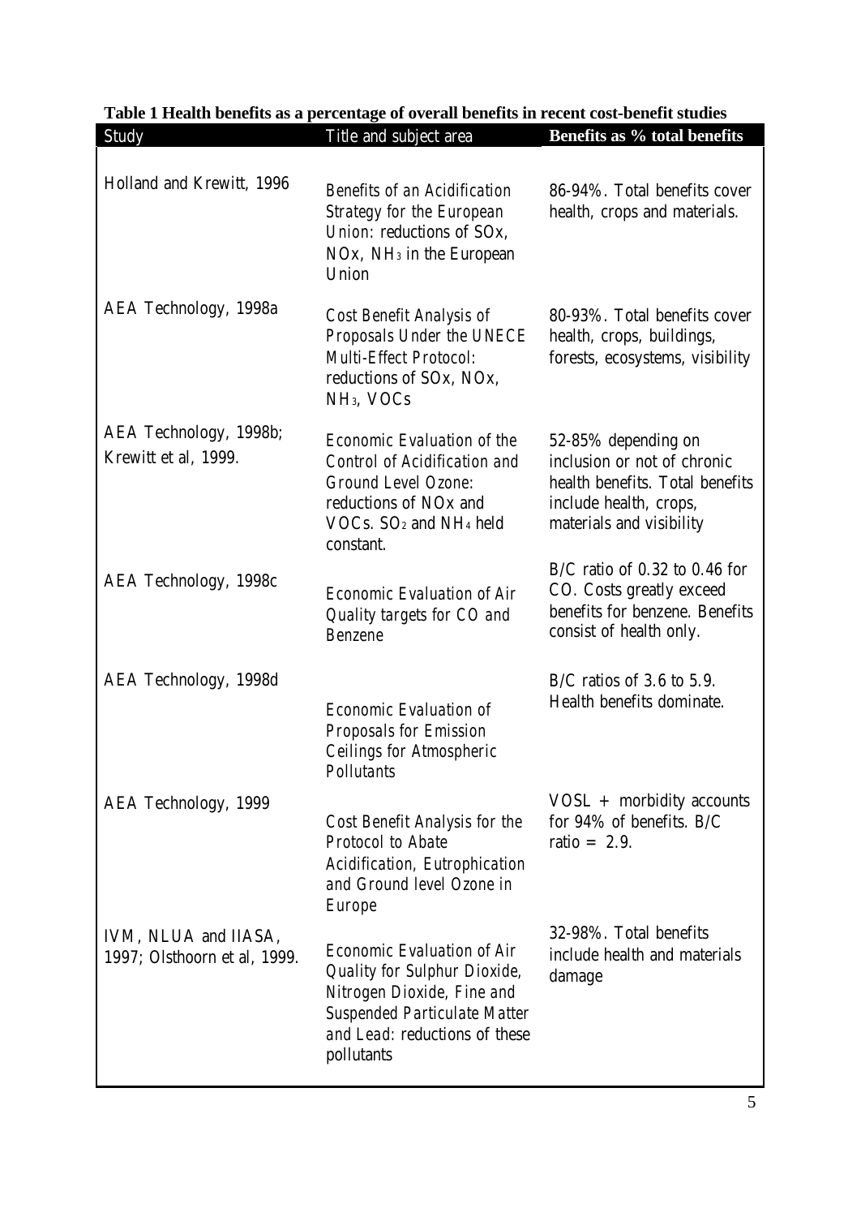**Table 1 Health benefits as a percentage of overall benefits in recent cost-benefit studies**

| Study | Title and subject area | Benefits as % total benefits |
|---|---|---|
| Holland and Krewitt, 1996 | *Benefits of an Acidification Strategy for the European Union*: reductions of SOx, NOx, $NH_3$ in the European Union | 86-94%. Total benefits cover health, crops and materials. |
| AEA Technology, 1998a | *Cost Benefit Analysis of Proposals Under the UNECE Multi-Effect Protocol*: reductions of SOx, NOx, $NH_3$, VOCs | 80-93%. Total benefits cover health, crops, buildings, forests, ecosystems, visibility |
| AEA Technology, 1998b; Krewitt et al, 1999. | *Economic Evaluation of the Control of Acidification and Ground Level Ozone*: reductions of NOx and VOCs. $SO_2$ and $NH_4$ held constant. | 52-85% depending on inclusion or not of chronic health benefits. Total benefits include health, crops, materials and visibility |
| AEA Technology, 1998c | *Economic Evaluation of Air Quality targets for CO and Benzene* | B/C ratio of 0.32 to 0.46 for CO. Costs greatly exceed benefits for benzene. Benefits consist of health only. |
| AEA Technology, 1998d | *Economic Evaluation of Proposals for Emission Ceilings for Atmospheric Pollutants* | B/C ratios of 3.6 to 5.9. Health benefits dominate. |
| AEA Technology, 1999 | *Cost Benefit Analysis for the Protocol to Abate Acidification, Eutrophication and Ground level Ozone in Europe* | VOSL + morbidity accounts for 94% of benefits. B/C ratio = 2.9. |
| IVM, NLUA and IIASA, 1997; Olsthoorn et al, 1999. | *Economic Evaluation of Air Quality for Sulphur Dioxide, Nitrogen Dioxide, Fine and Suspended Particulate Matter and Lead*: reductions of these pollutants | 32-98%. Total benefits include health and materials damage |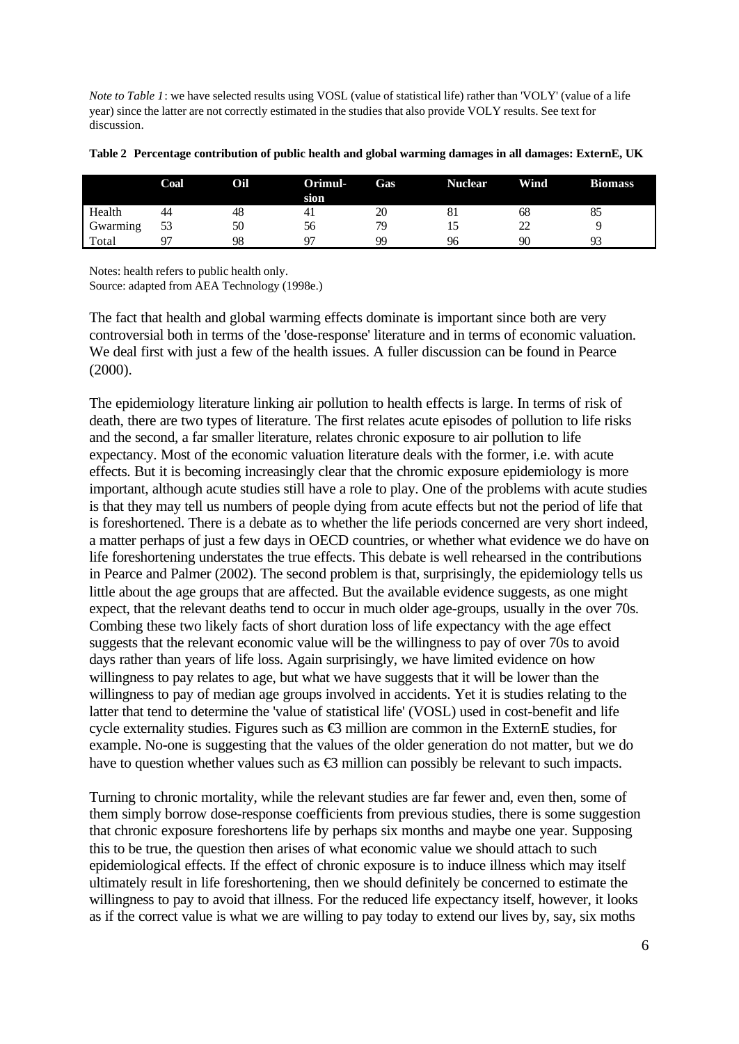*Note to Table 1*: we have selected results using VOSL (value of statistical life) rather than 'VOLY' (value of a life year) since the latter are not correctly estimated in the studies that also provide VOLY results. See text for discussion.

**Table 2 Percentage contribution of public health and global warming damages in all damages: ExternE, UK**

| | Coal | Oil | Orimul-sion | Gas | Nuclear | Wind | Biomass |
|---|---|---|---|---|---|---|---|
| Health | 44 | 48 | 41 | 20 | 81 | 68 | 85 |
| Gwarming | 53 | 50 | 56 | 79 | 15 | 22 | 9 |
| Total | 97 | 98 | 97 | 99 | 96 | 90 | 93 |

Notes: health refers to public health only.
Source: adapted from AEA Technology (1998e.)

The fact that health and global warming effects dominate is important since both are very controversial both in terms of the 'dose-response' literature and in terms of economic valuation. We deal first with just a few of the health issues. A fuller discussion can be found in Pearce (2000).

The epidemiology literature linking air pollution to health effects is large. In terms of risk of death, there are two types of literature. The first relates acute episodes of pollution to life risks and the second, a far smaller literature, relates chronic exposure to air pollution to life expectancy. Most of the economic valuation literature deals with the former, i.e. with acute effects. But it is becoming increasingly clear that the chromic exposure epidemiology is more important, although acute studies still have a role to play. One of the problems with acute studies is that they may tell us numbers of people dying from acute effects but not the period of life that is foreshortened. There is a debate as to whether the life periods concerned are very short indeed, a matter perhaps of just a few days in OECD countries, or whether what evidence we do have on life foreshortening understates the true effects. This debate is well rehearsed in the contributions in Pearce and Palmer (2002). The second problem is that, surprisingly, the epidemiology tells us little about the age groups that are affected. But the available evidence suggests, as one might expect, that the relevant deaths tend to occur in much older age-groups, usually in the over 70s. Combing these two likely facts of short duration loss of life expectancy with the age effect suggests that the relevant economic value will be the willingness to pay of over 70s to avoid days rather than years of life loss. Again surprisingly, we have limited evidence on how willingness to pay relates to age, but what we have suggests that it will be lower than the willingness to pay of median age groups involved in accidents. Yet it is studies relating to the latter that tend to determine the 'value of statistical life' (VOSL) used in cost-benefit and life cycle externality studies. Figures such as €3 million are common in the ExternE studies, for example. No-one is suggesting that the values of the older generation do not matter, but we do have to question whether values such as €3 million can possibly be relevant to such impacts.

Turning to chronic mortality, while the relevant studies are far fewer and, even then, some of them simply borrow dose-response coefficients from previous studies, there is some suggestion that chronic exposure foreshortens life by perhaps six months and maybe one year. Supposing this to be true, the question then arises of what economic value we should attach to such epidemiological effects. If the effect of chronic exposure is to induce illness which may itself ultimately result in life foreshortening, then we should definitely be concerned to estimate the willingness to pay to avoid that illness. For the reduced life expectancy itself, however, it looks as if the correct value is what we are willing to pay today to extend our lives by, say, six moths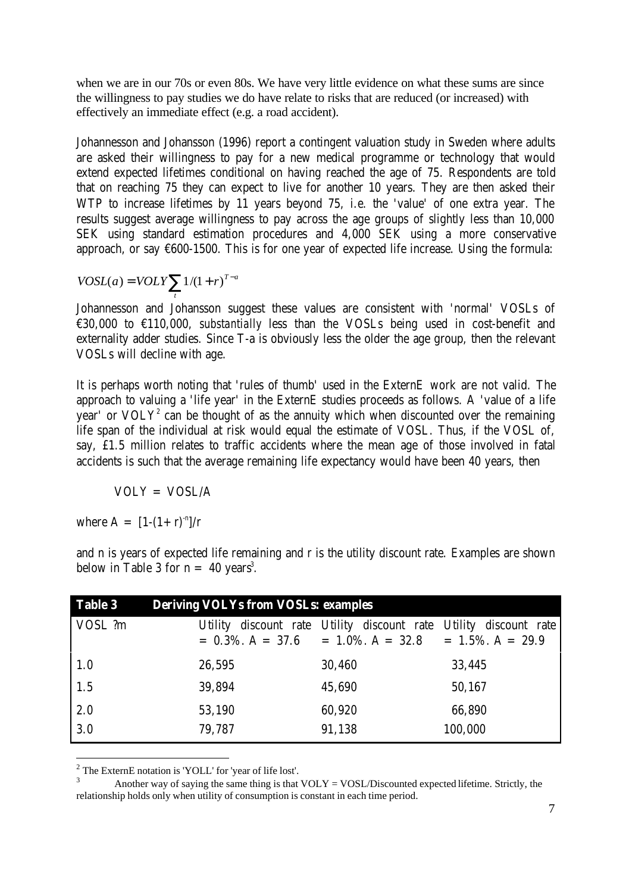when we are in our 70s or even 80s. We have very little evidence on what these sums are since the willingness to pay studies we do have relate to risks that are reduced (or increased) with effectively an immediate effect (e.g. a road accident).

Johannesson and Johansson (1996) report a contingent valuation study in Sweden where adults are asked their willingness to pay for a new medical programme or technology that would extend expected lifetimes conditional on having reached the age of 75. Respondents are told that on reaching 75 they can expect to live for another 10 years. They are then asked their WTP to increase lifetimes by 11 years beyond 75, i.e. the 'value' of one extra year. The results suggest average willingness to pay across the age groups of slightly less than 10,000 SEK using standard estimation procedures and 4,000 SEK using a more conservative approach, or say €600-1500. This is for one year of expected life increase. Using the formula:

$$VOSL(a) = VOLY \sum_{t} 1/(1+r)^{T-a}$$

Johannesson and Johansson suggest these values are consistent with 'normal' VOSLs of €30,000 to €110,000, *substantially* less than the VOSLs being used in cost-benefit and externality adder studies. Since T-a is obviously less the older the age group, then the relevant VOSLs will decline with age.

It is perhaps worth noting that 'rules of thumb' used in the ExternE work are not valid. The approach to valuing a 'life year' in the ExternE studies proceeds as follows. A 'value of a life year' or VOLY[2] can be thought of as the annuity which when discounted over the remaining life span of the individual at risk would equal the estimate of VOSL. Thus, if the VOSL of, say, £1.5 million relates to traffic accidents where the mean age of those involved in fatal accidents is such that the average remaining life expectancy would have been 40 years, then

$$VOLY = VOSL/A$$

where $A = [1-(1+r)^{-n}]/r$

and n is years of expected life remaining and r is the utility discount rate. Examples are shown below in Table 3 for n = 40 years[3].

**Table 3 Deriving VOLYs from VOSLs: examples**

| VOSL ?m | Utility discount rate = 0.3%. A = 37.6 | Utility discount rate = 1.0%. A = 32.8 | Utility discount rate = 1.5%. A = 29.9 |
|---|---|---|---|
| 1.0 | 26,595 | 30,460 | 33,445 |
| 1.5 | 39,894 | 45,690 | 50,167 |
| 2.0 | 53,190 | 60,920 | 66,890 |
| 3.0 | 79,787 | 91,138 | 100,000 |

[2] The ExternE notation is 'YOLL' for 'year of life lost'.

[3] Another way of saying the same thing is that VOLY = VOSL/Discounted expected lifetime. Strictly, the relationship holds only when utility of consumption is constant in each time period.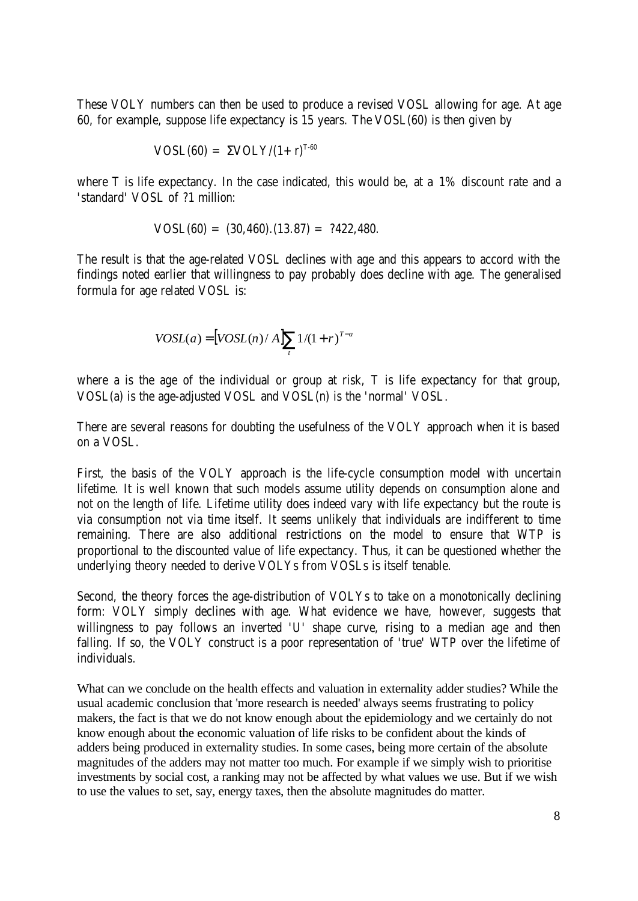These VOLY numbers can then be used to produce a revised VOSL allowing for age. At age 60, for example, suppose life expectancy is 15 years. The VOSL(60) is then given by

$$VOSL(60) = \Sigma VOLY/(1+r)^{T-60}$$

where T is life expectancy. In the case indicated, this would be, at a 1% discount rate and a 'standard' VOSL of ?1 million:

$$VOSL(60) = (30,460).(13.87) = ?422,480.$$

The result is that the age-related VOSL declines with age and this appears to accord with the findings noted earlier that willingness to pay probably does decline with age. The generalised formula for age related VOSL is:

$$VOSL(a) = [VOSL(n)/A]\sum_{t} 1/(1+r)^{T-a}$$

where a is the age of the individual or group at risk, T is life expectancy for that group, VOSL(a) is the age-adjusted VOSL and VOSL(n) is the 'normal' VOSL.

There are several reasons for doubting the usefulness of the VOLY approach when it is based on a VOSL.

First, the basis of the VOLY approach is the life-cycle consumption model with uncertain lifetime. It is well known that such models assume utility depends on consumption alone and not on the length of life. Lifetime utility does indeed vary with life expectancy but the route is via consumption not via time itself. It seems unlikely that individuals are indifferent to time remaining. There are also additional restrictions on the model to ensure that WTP is proportional to the discounted value of life expectancy. Thus, it can be questioned whether the underlying theory needed to derive VOLYs from VOSLs is itself tenable.

Second, the theory forces the age-distribution of VOLYs to take on a monotonically declining form: VOLY simply declines with age. What evidence we have, however, suggests that willingness to pay follows an inverted 'U' shape curve, rising to a median age and then falling. If so, the VOLY construct is a poor representation of 'true' WTP over the lifetime of individuals.

What can we conclude on the health effects and valuation in externality adder studies? While the usual academic conclusion that 'more research is needed' always seems frustrating to policy makers, the fact is that we do not know enough about the epidemiology and we certainly do not know enough about the economic valuation of life risks to be confident about the kinds of adders being produced in externality studies. In some cases, being more certain of the absolute magnitudes of the adders may not matter too much. For example if we simply wish to prioritise investments by social cost, a ranking may not be affected by what values we use. But if we wish to use the values to set, say, energy taxes, then the absolute magnitudes do matter.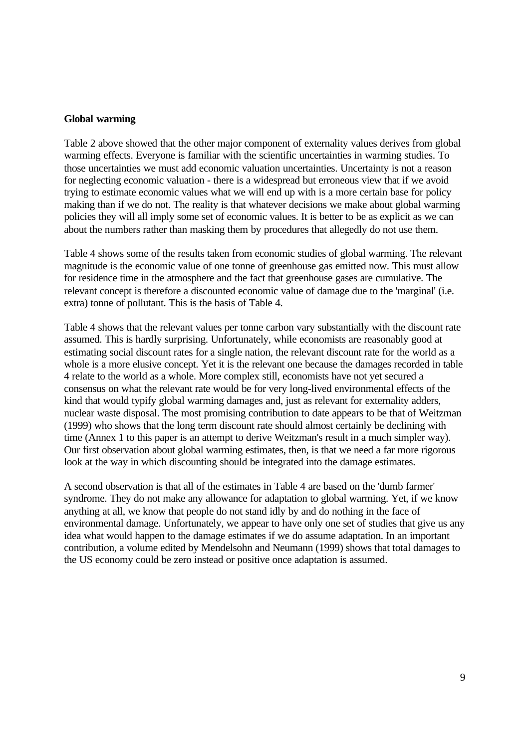**Global warming**

Table 2 above showed that the other major component of externality values derives from global warming effects. Everyone is familiar with the scientific uncertainties in warming studies. To those uncertainties we must add economic valuation uncertainties. Uncertainty is not a reason for neglecting economic valuation - there is a widespread but erroneous view that if we avoid trying to estimate economic values what we will end up with is a more certain base for policy making than if we do not. The reality is that whatever decisions we make about global warming policies they will all imply some set of economic values. It is better to be as explicit as we can about the numbers rather than masking them by procedures that allegedly do not use them.

Table 4 shows some of the results taken from economic studies of global warming. The relevant magnitude is the economic value of one tonne of greenhouse gas emitted now. This must allow for residence time in the atmosphere and the fact that greenhouse gases are cumulative. The relevant concept is therefore a discounted economic value of damage due to the 'marginal' (i.e. extra) tonne of pollutant. This is the basis of Table 4.

Table 4 shows that the relevant values per tonne carbon vary substantially with the discount rate assumed. This is hardly surprising. Unfortunately, while economists are reasonably good at estimating social discount rates for a single nation, the relevant discount rate for the world as a whole is a more elusive concept. Yet it is the relevant one because the damages recorded in table 4 relate to the world as a whole. More complex still, economists have not yet secured a consensus on what the relevant rate would be for very long-lived environmental effects of the kind that would typify global warming damages and, just as relevant for externality adders, nuclear waste disposal. The most promising contribution to date appears to be that of Weitzman (1999) who shows that the long term discount rate should almost certainly be declining with time (Annex 1 to this paper is an attempt to derive Weitzman's result in a much simpler way). Our first observation about global warming estimates, then, is that we need a far more rigorous look at the way in which discounting should be integrated into the damage estimates.

A second observation is that all of the estimates in Table 4 are based on the 'dumb farmer' syndrome. They do not make any allowance for adaptation to global warming. Yet, if we know anything at all, we know that people do not stand idly by and do nothing in the face of environmental damage. Unfortunately, we appear to have only one set of studies that give us any idea what would happen to the damage estimates if we do assume adaptation. In an important contribution, a volume edited by Mendelsohn and Neumann (1999) shows that total damages to the US economy could be zero instead or positive once adaptation is assumed.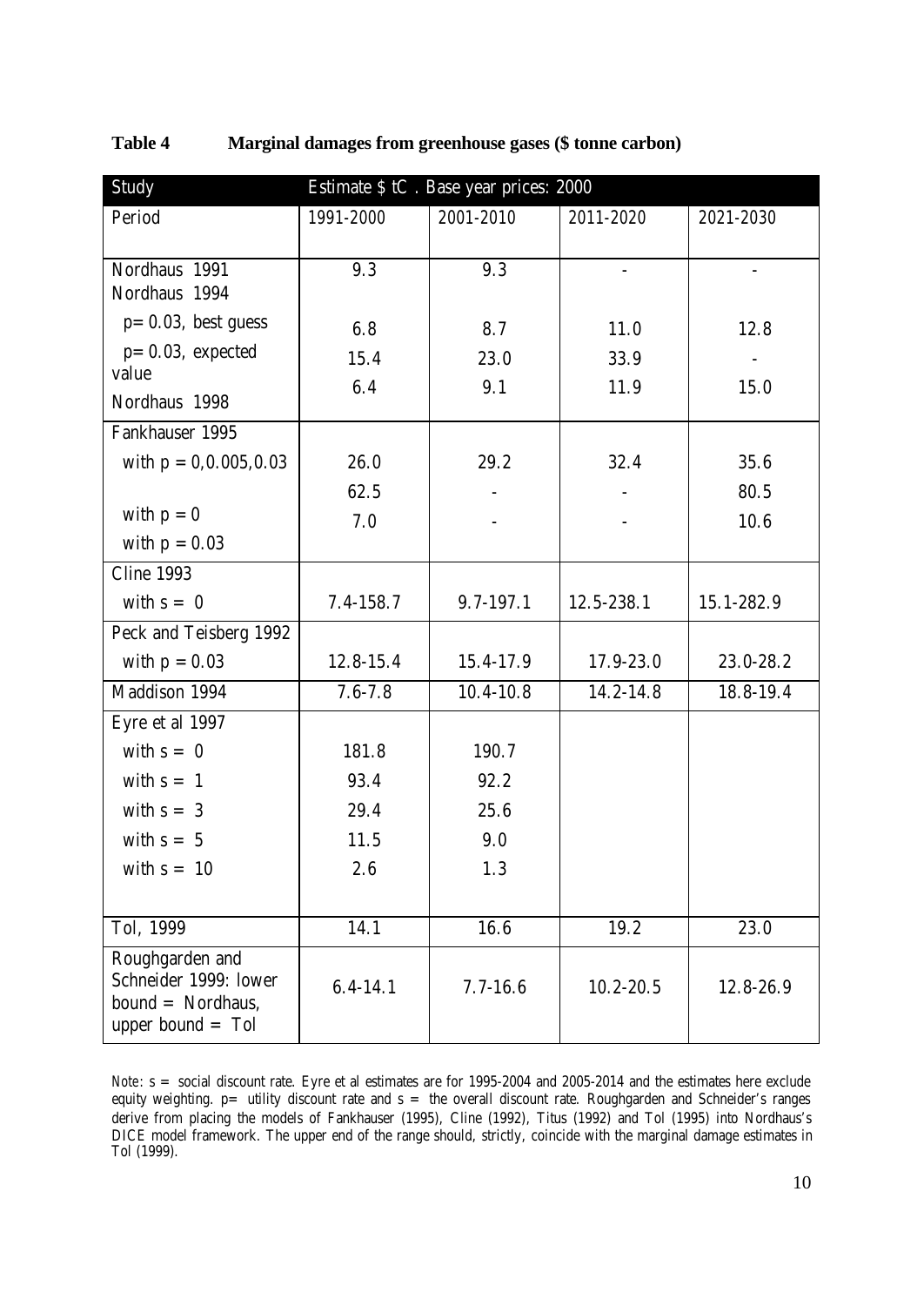**Table 4 Marginal damages from greenhouse gases ($ tonne carbon)**

| Study | Estimate $ tC . Base year prices: 2000 | | | |
|---|---|---|---|---|
| Period | 1991-2000 | 2001-2010 | 2011-2020 | 2021-2030 |
| Nordhaus 1991 | 9.3 | 9.3 | - | - |
| Nordhaus 1994 | | | | |
| p= 0.03, best guess | 6.8 | 8.7 | 11.0 | 12.8 |
| p= 0.03, expected value | 15.4 | 23.0 | 33.9 | - |
| Nordhaus 1998 | 6.4 | 9.1 | 11.9 | 15.0 |
| Fankhauser 1995 | | | | |
| with p = 0,0.005,0.03 | 26.0 | 29.2 | 32.4 | 35.6 |
| with p = 0 | 62.5 | - | - | 80.5 |
| with p = 0.03 | 7.0 | - | - | 10.6 |
| Cline 1993 | | | | |
| with s = 0 | 7.4-158.7 | 9.7-197.1 | 12.5-238.1 | 15.1-282.9 |
| Peck and Teisberg 1992 | | | | |
| with p = 0.03 | 12.8-15.4 | 15.4-17.9 | 17.9-23.0 | 23.0-28.2 |
| Maddison 1994 | 7.6-7.8 | 10.4-10.8 | 14.2-14.8 | 18.8-19.4 |
| Eyre et al 1997 | | | | |
| with s = 0 | 181.8 | 190.7 | | |
| with s = 1 | 93.4 | 92.2 | | |
| with s = 3 | 29.4 | 25.6 | | |
| with s = 5 | 11.5 | 9.0 | | |
| with s = 10 | 2.6 | 1.3 | | |
| Tol, 1999 | 14.1 | 16.6 | 19.2 | 23.0 |
| Roughgarden and Schneider 1999: lower bound = Nordhaus, upper bound = Tol | 6.4-14.1 | 7.7-16.6 | 10.2-20.5 | 12.8-26.9 |

Note: s = social discount rate. Eyre et al estimates are for 1995-2004 and 2005-2014 and the estimates here exclude equity weighting. p= utility discount rate and s = the overall discount rate. Roughgarden and Schneider's ranges derive from placing the models of Fankhauser (1995), Cline (1992), Titus (1992) and Tol (1995) into Nordhaus's DICE model framework. The upper end of the range should, strictly, coincide with the marginal damage estimates in Tol (1999).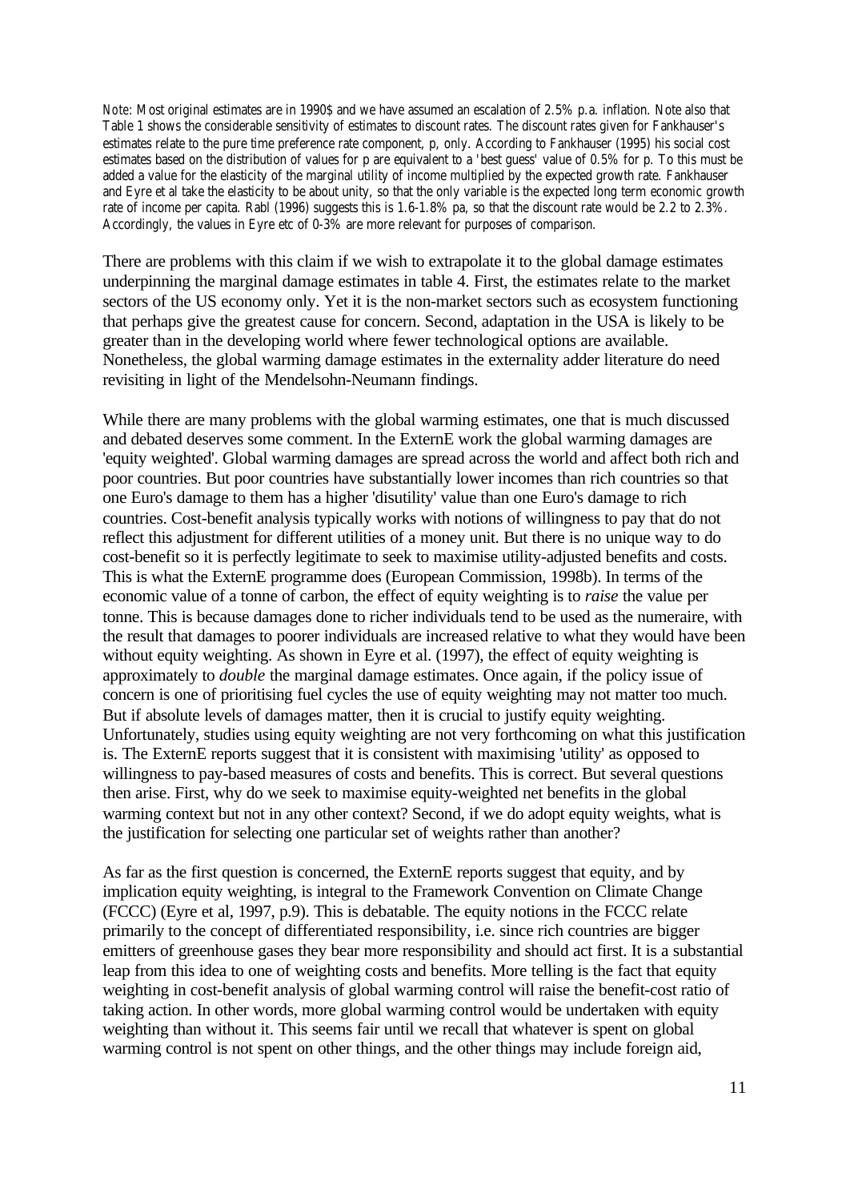Note: Most original estimates are in 1990$ and we have assumed an escalation of 2.5% p.a. inflation. Note also that Table 1 shows the considerable sensitivity of estimates to discount rates. The discount rates given for Fankhauser's estimates relate to the pure time preference rate component, p, only. According to Fankhauser (1995) his social cost estimates based on the distribution of values for p are equivalent to a 'best guess' value of 0.5% for p. To this must be added a value for the elasticity of the marginal utility of income multiplied by the expected growth rate. Fankhauser and Eyre et al take the elasticity to be about unity, so that the only variable is the expected long term economic growth rate of income per capita. Rabl (1996) suggests this is 1.6-1.8% pa, so that the discount rate would be 2.2 to 2.3%. Accordingly, the values in Eyre etc of 0-3% are more relevant for purposes of comparison.

There are problems with this claim if we wish to extrapolate it to the global damage estimates underpinning the marginal damage estimates in table 4. First, the estimates relate to the market sectors of the US economy only. Yet it is the non-market sectors such as ecosystem functioning that perhaps give the greatest cause for concern. Second, adaptation in the USA is likely to be greater than in the developing world where fewer technological options are available. Nonetheless, the global warming damage estimates in the externality adder literature do need revisiting in light of the Mendelsohn-Neumann findings.

While there are many problems with the global warming estimates, one that is much discussed and debated deserves some comment. In the ExternE work the global warming damages are 'equity weighted'. Global warming damages are spread across the world and affect both rich and poor countries. But poor countries have substantially lower incomes than rich countries so that one Euro's damage to them has a higher 'disutility' value than one Euro's damage to rich countries. Cost-benefit analysis typically works with notions of willingness to pay that do not reflect this adjustment for different utilities of a money unit. But there is no unique way to do cost-benefit so it is perfectly legitimate to seek to maximise utility-adjusted benefits and costs. This is what the ExternE programme does (European Commission, 1998b). In terms of the economic value of a tonne of carbon, the effect of equity weighting is to *raise* the value per tonne. This is because damages done to richer individuals tend to be used as the numeraire, with the result that damages to poorer individuals are increased relative to what they would have been without equity weighting. As shown in Eyre et al. (1997), the effect of equity weighting is approximately to *double* the marginal damage estimates. Once again, if the policy issue of concern is one of prioritising fuel cycles the use of equity weighting may not matter too much. But if absolute levels of damages matter, then it is crucial to justify equity weighting. Unfortunately, studies using equity weighting are not very forthcoming on what this justification is. The ExternE reports suggest that it is consistent with maximising 'utility' as opposed to willingness to pay-based measures of costs and benefits. This is correct. But several questions then arise. First, why do we seek to maximise equity-weighted net benefits in the global warming context but not in any other context? Second, if we do adopt equity weights, what is the justification for selecting one particular set of weights rather than another?

As far as the first question is concerned, the ExternE reports suggest that equity, and by implication equity weighting, is integral to the Framework Convention on Climate Change (FCCC) (Eyre et al, 1997, p.9). This is debatable. The equity notions in the FCCC relate primarily to the concept of differentiated responsibility, i.e. since rich countries are bigger emitters of greenhouse gases they bear more responsibility and should act first. It is a substantial leap from this idea to one of weighting costs and benefits. More telling is the fact that equity weighting in cost-benefit analysis of global warming control will raise the benefit-cost ratio of taking action. In other words, more global warming control would be undertaken with equity weighting than without it. This seems fair until we recall that whatever is spent on global warming control is not spent on other things, and the other things may include foreign aid,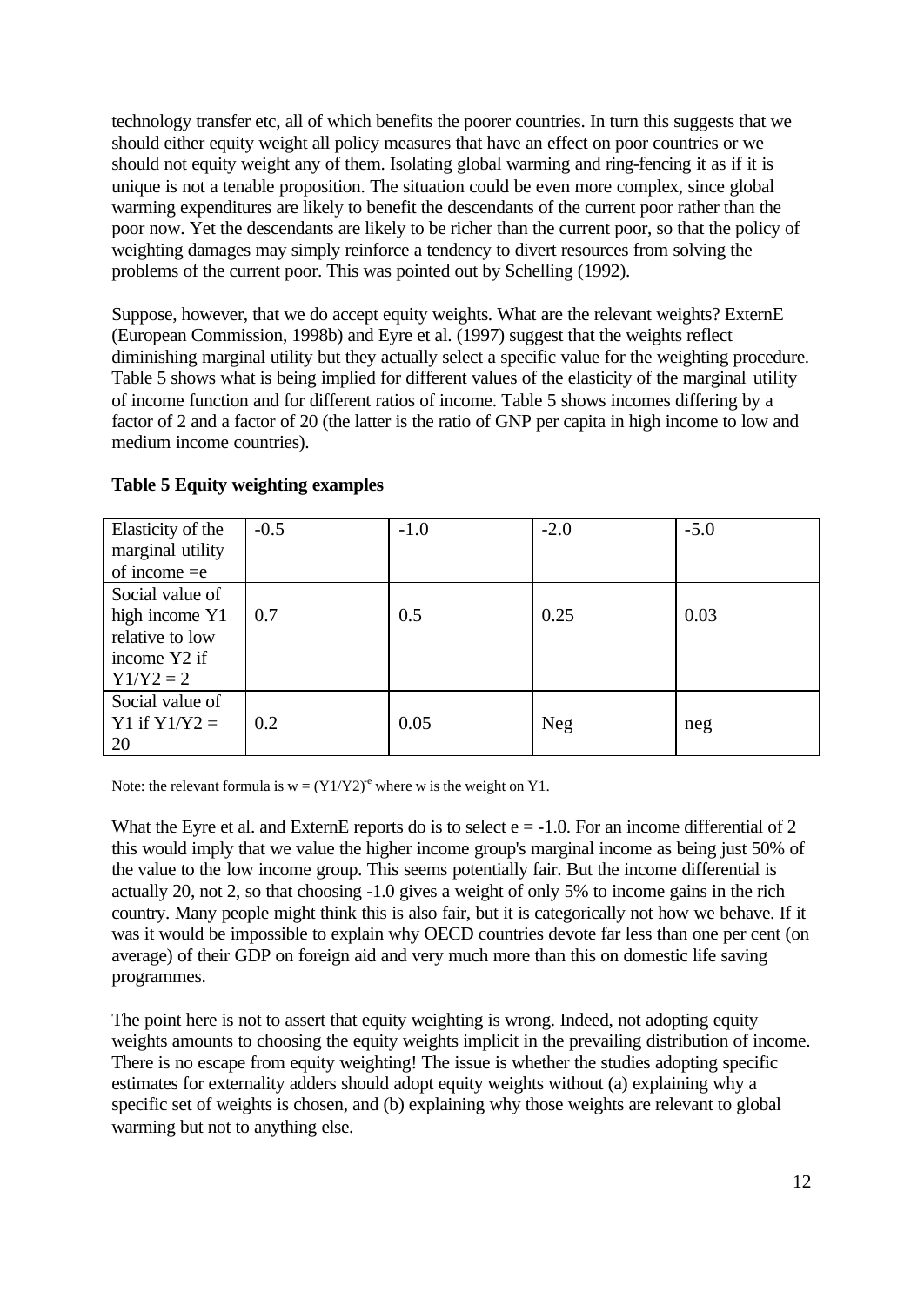technology transfer etc, all of which benefits the poorer countries. In turn this suggests that we should either equity weight all policy measures that have an effect on poor countries or we should not equity weight any of them. Isolating global warming and ring-fencing it as if it is unique is not a tenable proposition. The situation could be even more complex, since global warming expenditures are likely to benefit the descendants of the current poor rather than the poor now. Yet the descendants are likely to be richer than the current poor, so that the policy of weighting damages may simply reinforce a tendency to divert resources from solving the problems of the current poor. This was pointed out by Schelling (1992).

Suppose, however, that we do accept equity weights. What are the relevant weights? ExternE (European Commission, 1998b) and Eyre et al. (1997) suggest that the weights reflect diminishing marginal utility but they actually select a specific value for the weighting procedure. Table 5 shows what is being implied for different values of the elasticity of the marginal utility of income function and for different ratios of income. Table 5 shows incomes differing by a factor of 2 and a factor of 20 (the latter is the ratio of GNP per capita in high income to low and medium income countries).

**Table 5 Equity weighting examples**

| Elasticity of the marginal utility of income =e | -0.5 | -1.0 | -2.0 | -5.0 |
|---|---|---|---|---|
| Social value of high income Y1 relative to low income Y2 if Y1/Y2 = 2 | 0.7 | 0.5 | 0.25 | 0.03 |
| Social value of Y1 if Y1/Y2 = 20 | 0.2 | 0.05 | Neg | neg |

Note: the relevant formula is $w = (Y1/Y2)^{e}$ where w is the weight on Y1.

What the Eyre et al. and ExternE reports do is to select e = -1.0. For an income differential of 2 this would imply that we value the higher income group's marginal income as being just 50% of the value to the low income group. This seems potentially fair. But the income differential is actually 20, not 2, so that choosing -1.0 gives a weight of only 5% to income gains in the rich country. Many people might think this is also fair, but it is categorically not how we behave. If it was it would be impossible to explain why OECD countries devote far less than one per cent (on average) of their GDP on foreign aid and very much more than this on domestic life saving programmes.

The point here is not to assert that equity weighting is wrong. Indeed, not adopting equity weights amounts to choosing the equity weights implicit in the prevailing distribution of income. There is no escape from equity weighting! The issue is whether the studies adopting specific estimates for externality adders should adopt equity weights without (a) explaining why a specific set of weights is chosen, and (b) explaining why those weights are relevant to global warming but not to anything else.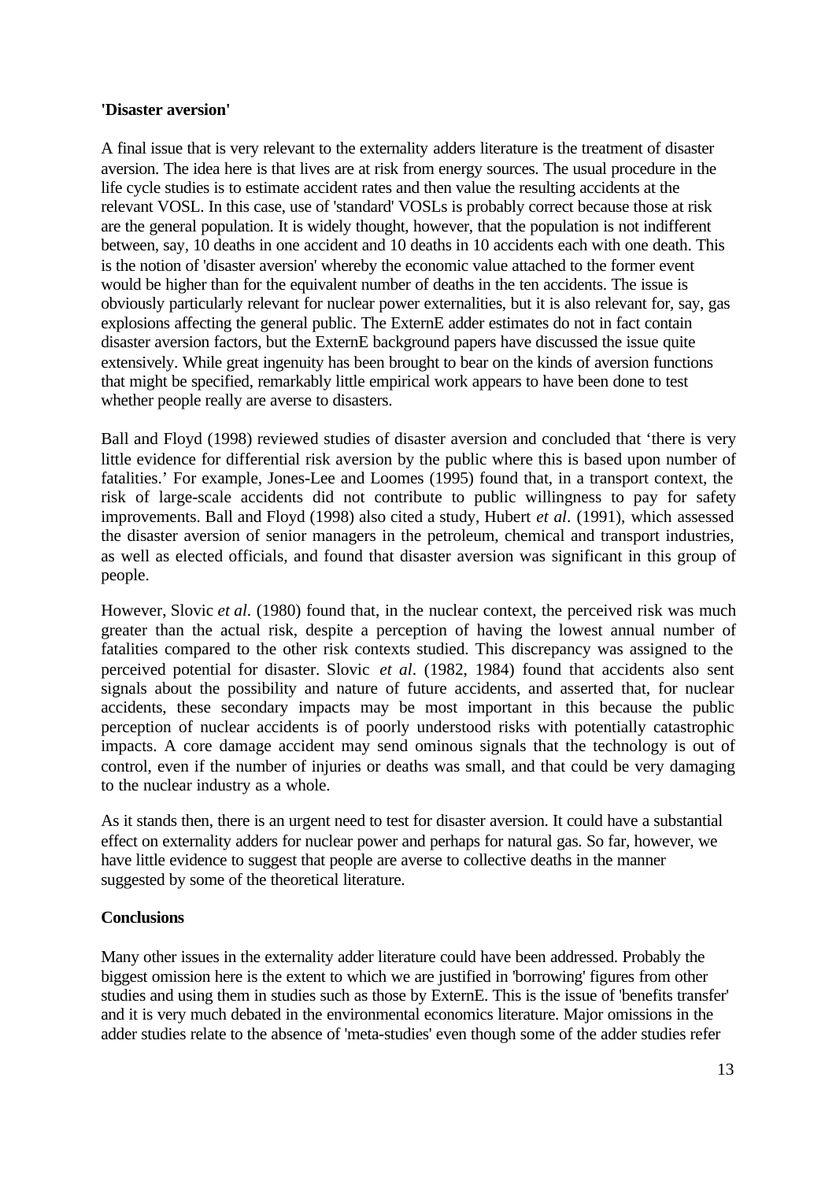**'Disaster aversion'**

A final issue that is very relevant to the externality adders literature is the treatment of disaster aversion. The idea here is that lives are at risk from energy sources. The usual procedure in the life cycle studies is to estimate accident rates and then value the resulting accidents at the relevant VOSL. In this case, use of 'standard' VOSLs is probably correct because those at risk are the general population. It is widely thought, however, that the population is not indifferent between, say, 10 deaths in one accident and 10 deaths in 10 accidents each with one death. This is the notion of 'disaster aversion' whereby the economic value attached to the former event would be higher than for the equivalent number of deaths in the ten accidents. The issue is obviously particularly relevant for nuclear power externalities, but it is also relevant for, say, gas explosions affecting the general public. The ExternE adder estimates do not in fact contain disaster aversion factors, but the ExternE background papers have discussed the issue quite extensively. While great ingenuity has been brought to bear on the kinds of aversion functions that might be specified, remarkably little empirical work appears to have been done to test whether people really are averse to disasters.

Ball and Floyd (1998) reviewed studies of disaster aversion and concluded that 'there is very little evidence for differential risk aversion by the public where this is based upon number of fatalities.' For example, Jones-Lee and Loomes (1995) found that, in a transport context, the risk of large-scale accidents did not contribute to public willingness to pay for safety improvements. Ball and Floyd (1998) also cited a study, Hubert *et al*. (1991), which assessed the disaster aversion of senior managers in the petroleum, chemical and transport industries, as well as elected officials, and found that disaster aversion was significant in this group of people.

However, Slovic *et al*. (1980) found that, in the nuclear context, the perceived risk was much greater than the actual risk, despite a perception of having the lowest annual number of fatalities compared to the other risk contexts studied. This discrepancy was assigned to the perceived potential for disaster. Slovic *et al*. (1982, 1984) found that accidents also sent signals about the possibility and nature of future accidents, and asserted that, for nuclear accidents, these secondary impacts may be most important in this because the public perception of nuclear accidents is of poorly understood risks with potentially catastrophic impacts. A core damage accident may send ominous signals that the technology is out of control, even if the number of injuries or deaths was small, and that could be very damaging to the nuclear industry as a whole.

As it stands then, there is an urgent need to test for disaster aversion. It could have a substantial effect on externality adders for nuclear power and perhaps for natural gas. So far, however, we have little evidence to suggest that people are averse to collective deaths in the manner suggested by some of the theoretical literature.

**Conclusions**

Many other issues in the externality adder literature could have been addressed. Probably the biggest omission here is the extent to which we are justified in 'borrowing' figures from other studies and using them in studies such as those by ExternE. This is the issue of 'benefits transfer' and it is very much debated in the environmental economics literature. Major omissions in the adder studies relate to the absence of 'meta-studies' even though some of the adder studies refer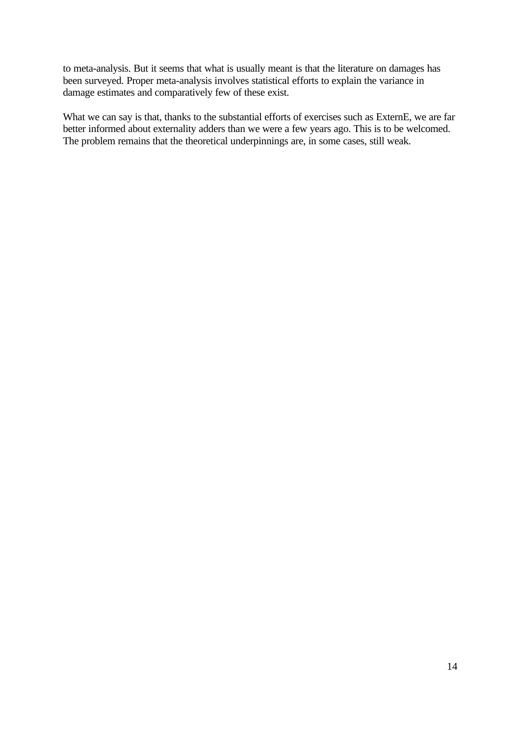to meta-analysis. But it seems that what is usually meant is that the literature on damages has been surveyed. Proper meta-analysis involves statistical efforts to explain the variance in damage estimates and comparatively few of these exist.

What we can say is that, thanks to the substantial efforts of exercises such as ExternE, we are far better informed about externality adders than we were a few years ago. This is to be welcomed. The problem remains that the theoretical underpinnings are, in some cases, still weak.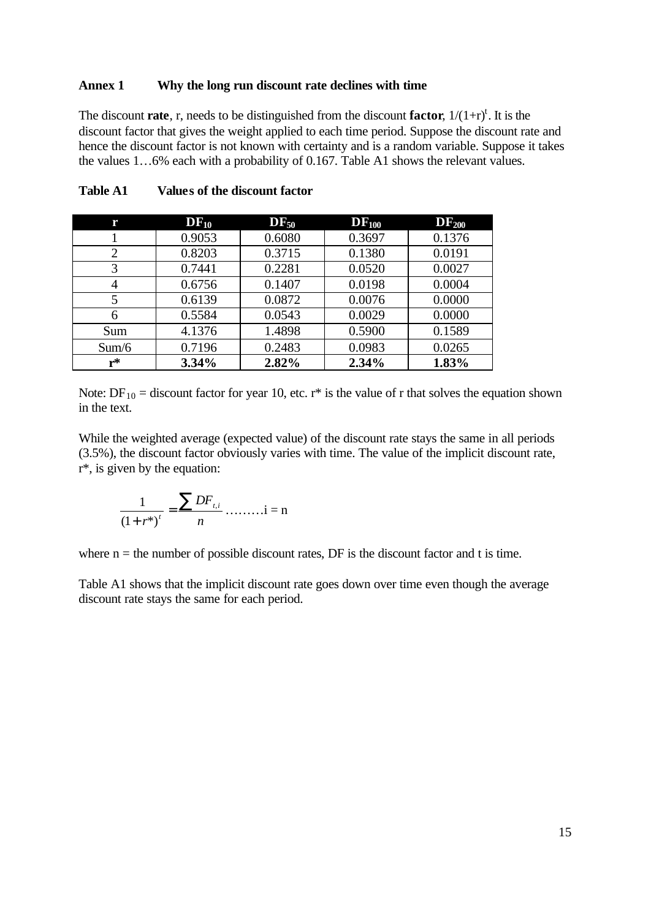## Annex 1 Why the long run discount rate declines with time

The discount **rate**, r, needs to be distinguished from the discount **factor**, $1/(1+r)^t$. It is the discount factor that gives the weight applied to each time period. Suppose the discount rate and hence the discount factor is not known with certainty and is a random variable. Suppose it takes the values 1…6% each with a probability of 0.167. Table A1 shows the relevant values.

**Table A1 Values of the discount factor**

| r | $DF_{10}$ | $DF_{50}$ | $DF_{100}$ | $DF_{200}$ |
|---|---|---|---|---|
| 1 | 0.9053 | 0.6080 | 0.3697 | 0.1376 |
| 2 | 0.8203 | 0.3715 | 0.1380 | 0.0191 |
| 3 | 0.7441 | 0.2281 | 0.0520 | 0.0027 |
| 4 | 0.6756 | 0.1407 | 0.0198 | 0.0004 |
| 5 | 0.6139 | 0.0872 | 0.0076 | 0.0000 |
| 6 | 0.5584 | 0.0543 | 0.0029 | 0.0000 |
| Sum | 4.1376 | 1.4898 | 0.5900 | 0.1589 |
| Sum/6 | 0.7196 | 0.2483 | 0.0983 | 0.0265 |
| **r*** | **3.34%** | **2.82%** | **2.34%** | **1.83%** |

Note: $DF_{10}$ = discount factor for year 10, etc. r* is the value of r that solves the equation shown in the text.

While the weighted average (expected value) of the discount rate stays the same in all periods (3.5%), the discount factor obviously varies with time. The value of the implicit discount rate, r*, is given by the equation:

$$\frac{1}{(1+r^*)^t} = \frac{\sum DF_{t,i}}{n} \text{ ………i = n}$$

where n = the number of possible discount rates, DF is the discount factor and t is time.

Table A1 shows that the implicit discount rate goes down over time even though the average discount rate stays the same for each period.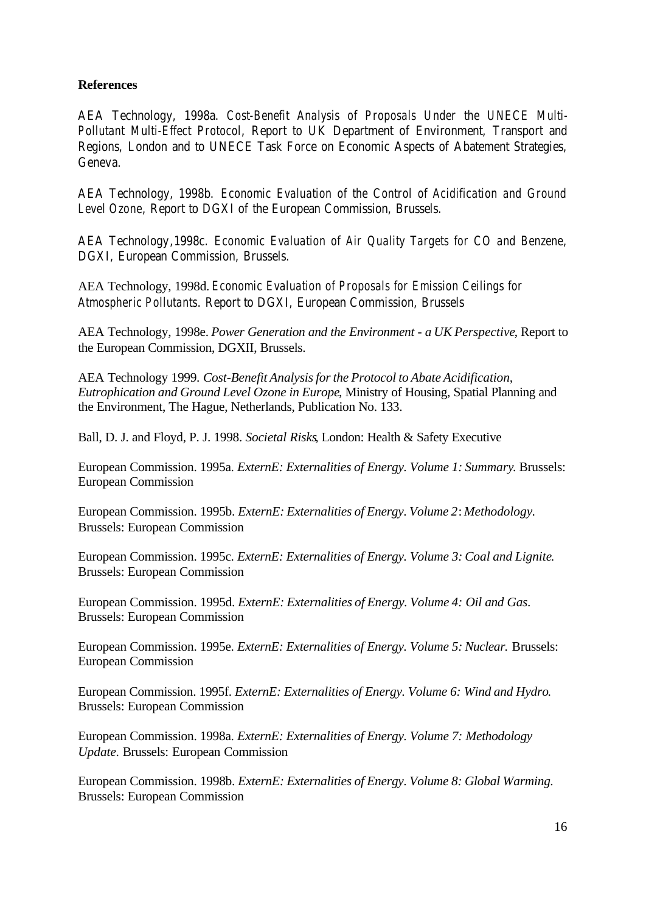**References**

AEA Technology, 1998a. *Cost-Benefit Analysis of Proposals Under the UNECE Multi-Pollutant Multi-Effect Protocol*, Report to UK Department of Environment, Transport and Regions, London and to UNECE Task Force on Economic Aspects of Abatement Strategies, Geneva.

AEA Technology, 1998b. *Economic Evaluation of the Control of Acidification and Ground Level Ozone*, Report to DGXI of the European Commission, Brussels.

AEA Technology,1998c. *Economic Evaluation of Air Quality Targets for CO and Benzene*, DGXI, European Commission, Brussels.

AEA Technology, 1998d. *Economic Evaluation of Proposals for Emission Ceilings for Atmospheric Pollutants.* Report to DGXI, European Commission, Brussels

AEA Technology, 1998e. *Power Generation and the Environment - a UK Perspective*, Report to the European Commission, DGXII, Brussels.

AEA Technology 1999. *Cost-Benefit Analysis for the Protocol to Abate Acidification, Eutrophication and Ground Level Ozone in Europe*, Ministry of Housing, Spatial Planning and the Environment, The Hague, Netherlands, Publication No. 133.

Ball, D. J. and Floyd, P. J. 1998. *Societal Risks*, London: Health & Safety Executive

European Commission. 1995a. *ExternE: Externalities of Energy. Volume 1: Summary.* Brussels: European Commission

European Commission. 1995b. *ExternE: Externalities of Energy. Volume 2*: *Methodology.* Brussels: European Commission

European Commission. 1995c. *ExternE: Externalities of Energy. Volume 3: Coal and Lignite.* Brussels: European Commission

European Commission. 1995d. *ExternE: Externalities of Energy. Volume 4: Oil and Gas*. Brussels: European Commission

European Commission. 1995e. *ExternE: Externalities of Energy. Volume 5: Nuclear.* Brussels: European Commission

European Commission. 1995f. *ExternE: Externalities of Energy. Volume 6: Wind and Hydro.* Brussels: European Commission

European Commission. 1998a. *ExternE: Externalities of Energy. Volume 7: Methodology Update.* Brussels: European Commission

European Commission. 1998b. *ExternE: Externalities of Energy. Volume 8: Global Warming.* Brussels: European Commission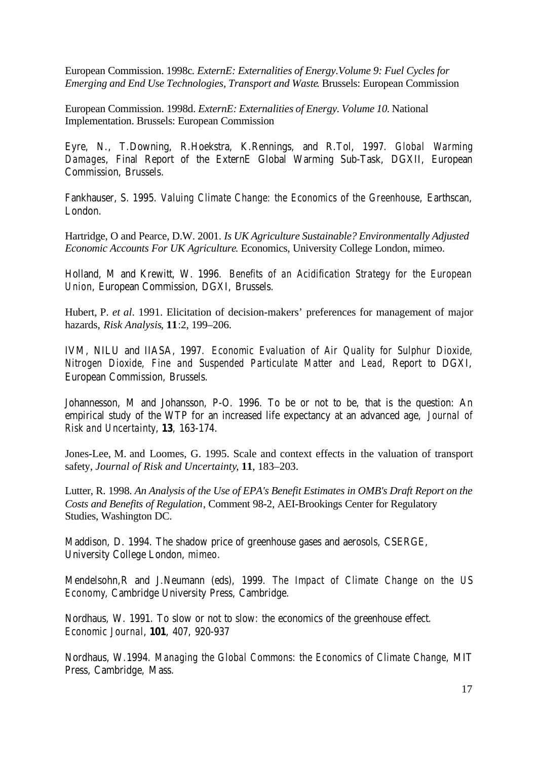European Commission. 1998c. *ExternE: Externalities of Energy.Volume 9: Fuel Cycles for Emerging and End Use Technologies, Transport and Waste*. Brussels: European Commission

European Commission. 1998d. *ExternE: Externalities of Energy. Volume 10*. National Implementation. Brussels: European Commission

Eyre, N., T.Downing, R.Hoekstra, K.Rennings, and R.Tol, 1997. *Global Warming Damages*, Final Report of the ExternE Global Warming Sub-Task, DGXII, European Commission, Brussels.

Fankhauser, S. 1995. *Valuing Climate Change: the Economics of the Greenhouse*, Earthscan, London.

Hartridge, O and Pearce, D.W. 2001. *Is UK Agriculture Sustainable? Environmentally Adjusted Economic Accounts For UK Agriculture*. Economics, University College London, mimeo.

Holland, M and Krewitt, W. 1996. *Benefits of an Acidification Strategy for the European Union*, European Commission, DGXI, Brussels.

Hubert, P. *et al*. 1991. Elicitation of decision-makers' preferences for management of major hazards, *Risk Analysis*, **11**:2, 199–206.

IVM, NILU and IIASA, 1997. *Economic Evaluation of Air Quality for Sulphur Dioxide, Nitrogen Dioxide, Fine and Suspended Particulate Matter and Lead*, Report to DGXI, European Commission, Brussels.

Johannesson, M and Johansson, P-O. 1996. To be or not to be, that is the question: An empirical study of the WTP for an increased life expectancy at an advanced age, *Journal of Risk and Uncertainty*, **13**, 163-174.

Jones-Lee, M. and Loomes, G. 1995. Scale and context effects in the valuation of transport safety, *Journal of Risk and Uncertainty*, **11**, 183–203.

Lutter, R. 1998. *An Analysis of the Use of EPA's Benefit Estimates in OMB's Draft Report on the Costs and Benefits of Regulation*, Comment 98-2, AEI-Brookings Center for Regulatory Studies, Washington DC.

Maddison, D. 1994. The shadow price of greenhouse gases and aerosols, CSERGE, University College London, *mimeo*.

Mendelsohn,R and J.Neumann (eds), 1999. *The Impact of Climate Change on the US Economy*, Cambridge University Press, Cambridge.

Nordhaus, W. 1991. To slow or not to slow: the economics of the greenhouse effect. *Economic Journal*, **101**, 407, 920-937

Nordhaus, W.1994. *Managing the Global Commons: the Economics of Climate Change*, MIT Press, Cambridge, Mass.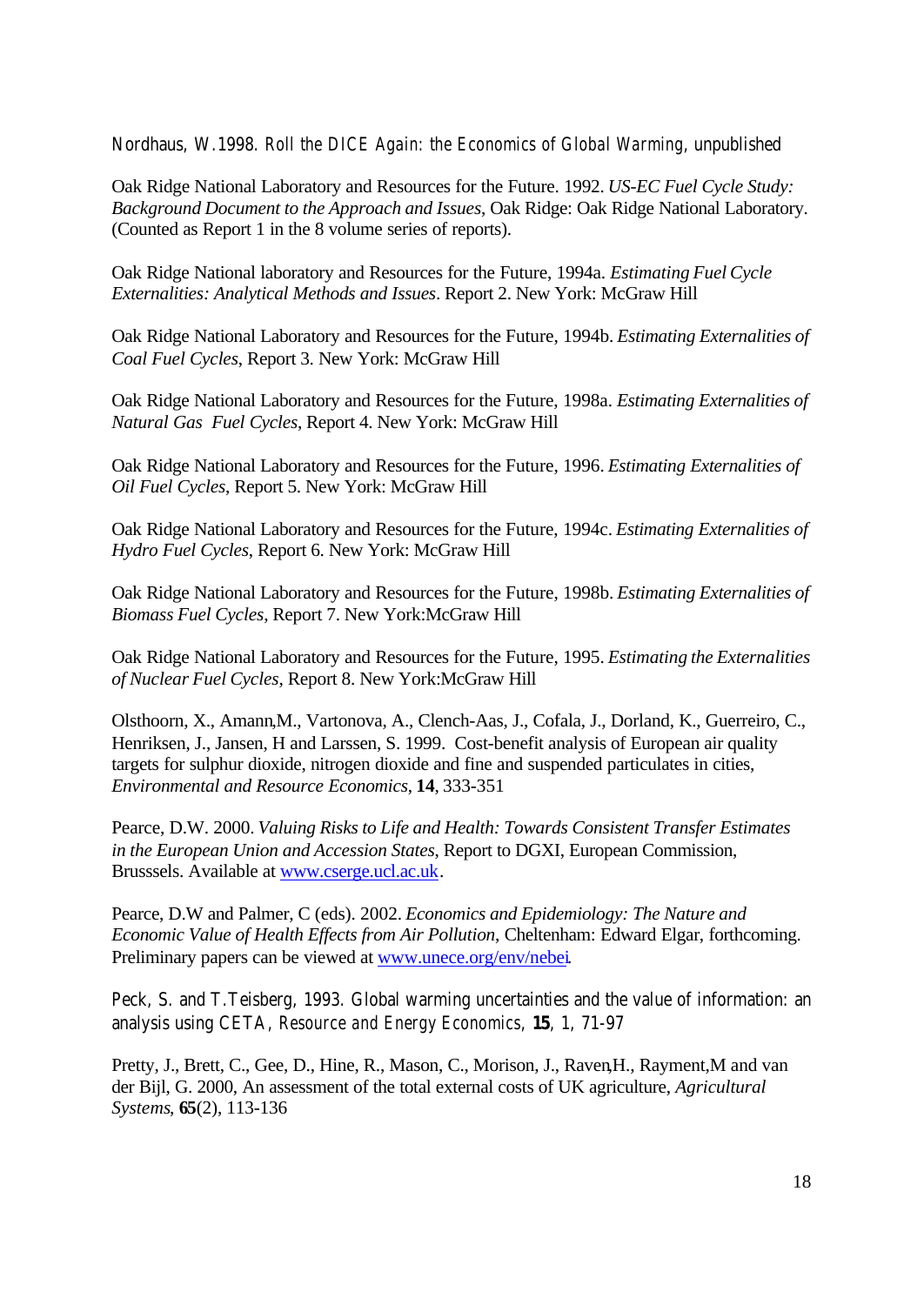Nordhaus, W.1998. *Roll the DICE Again: the Economics of Global Warming*, unpublished

Oak Ridge National Laboratory and Resources for the Future. 1992. *US-EC Fuel Cycle Study: Background Document to the Approach and Issues*, Oak Ridge: Oak Ridge National Laboratory. (Counted as Report 1 in the 8 volume series of reports).

Oak Ridge National laboratory and Resources for the Future, 1994a. *Estimating Fuel Cycle Externalities: Analytical Methods and Issues*. Report 2. New York: McGraw Hill

Oak Ridge National Laboratory and Resources for the Future, 1994b. *Estimating Externalities of Coal Fuel Cycles*, Report 3. New York: McGraw Hill

Oak Ridge National Laboratory and Resources for the Future, 1998a. *Estimating Externalities of Natural Gas Fuel Cycles*, Report 4. New York: McGraw Hill

Oak Ridge National Laboratory and Resources for the Future, 1996. *Estimating Externalities of Oil Fuel Cycles*, Report 5. New York: McGraw Hill

Oak Ridge National Laboratory and Resources for the Future, 1994c. *Estimating Externalities of Hydro Fuel Cycles*, Report 6. New York: McGraw Hill

Oak Ridge National Laboratory and Resources for the Future, 1998b. *Estimating Externalities of Biomass Fuel Cycles*, Report 7. New York:McGraw Hill

Oak Ridge National Laboratory and Resources for the Future, 1995. *Estimating the Externalities of Nuclear Fuel Cycles*, Report 8. New York:McGraw Hill

Olsthoorn, X., Amann,M., Vartonova, A., Clench-Aas, J., Cofala, J., Dorland, K., Guerreiro, C., Henriksen, J., Jansen, H and Larssen, S. 1999. Cost-benefit analysis of European air quality targets for sulphur dioxide, nitrogen dioxide and fine and suspended particulates in cities, *Environmental and Resource Economics*, **14**, 333-351

Pearce, D.W. 2000. *Valuing Risks to Life and Health: Towards Consistent Transfer Estimates in the European Union and Accession States*, Report to DGXI, European Commission, Brusssels. Available at www.cserge.ucl.ac.uk.

Pearce, D.W and Palmer, C (eds). 2002. *Economics and Epidemiology: The Nature and Economic Value of Health Effects from Air Pollution*, Cheltenham: Edward Elgar, forthcoming. Preliminary papers can be viewed at www.unece.org/env/nebei.

Peck, S. and T.Teisberg, 1993. Global warming uncertainties and the value of information: an analysis using CETA, *Resource and Energy Economics*, **15**, 1, 71-97

Pretty, J., Brett, C., Gee, D., Hine, R., Mason, C., Morison, J., Raven,H., Rayment,M and van der Bijl, G. 2000, An assessment of the total external costs of UK agriculture, *Agricultural Systems*, **65**(2), 113-136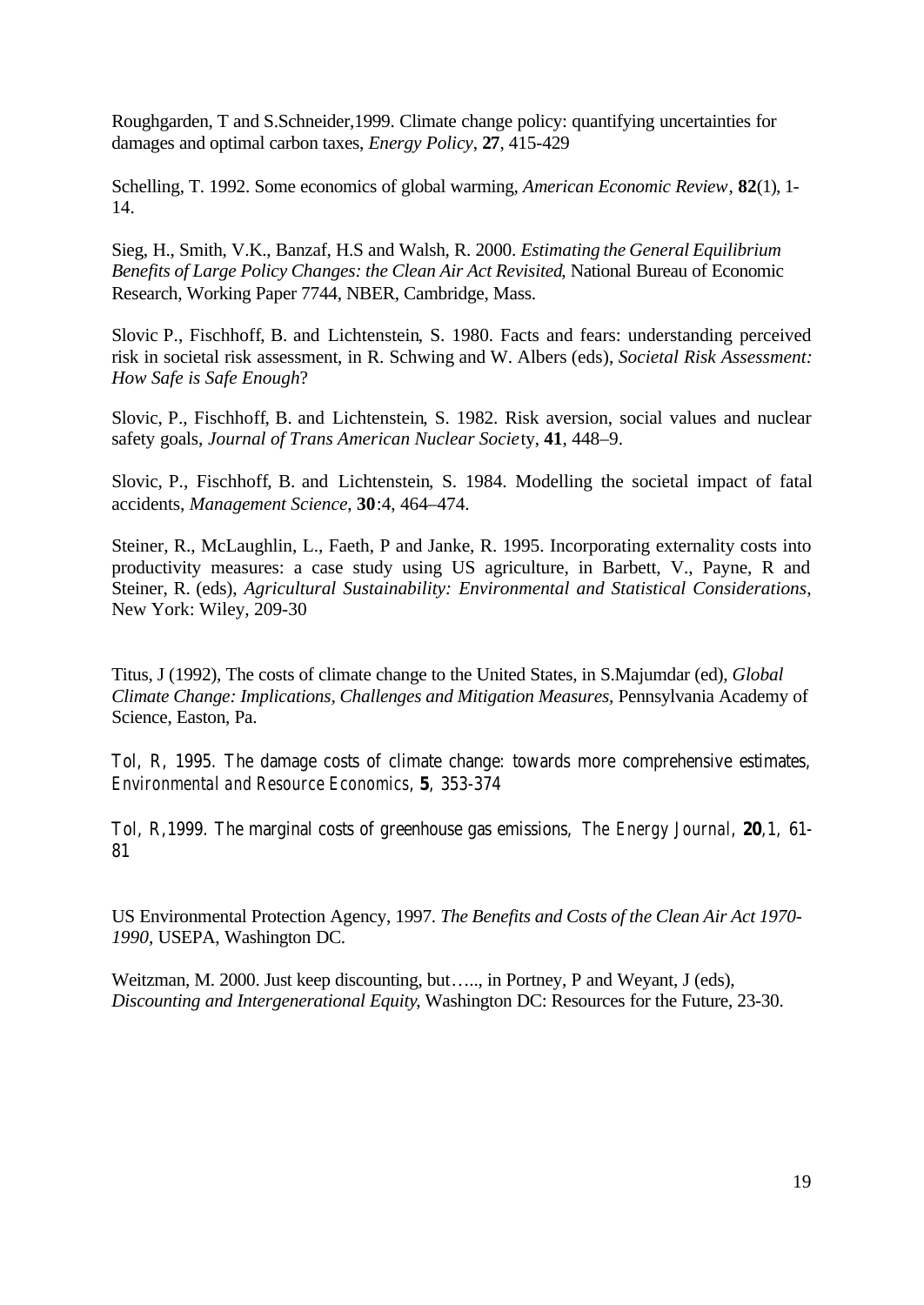Roughgarden, T and S.Schneider,1999. Climate change policy: quantifying uncertainties for damages and optimal carbon taxes, *Energy Policy*, **27**, 415-429

Schelling, T. 1992. Some economics of global warming, *American Economic Review*, **82**(1), 1-14.

Sieg, H., Smith, V.K., Banzaf, H.S and Walsh, R. 2000. *Estimating the General Equilibrium Benefits of Large Policy Changes: the Clean Air Act Revisited*, National Bureau of Economic Research, Working Paper 7744, NBER, Cambridge, Mass.

Slovic P., Fischhoff, B. and Lichtenstein, S. 1980. Facts and fears: understanding perceived risk in societal risk assessment, in R. Schwing and W. Albers (eds), *Societal Risk Assessment: How Safe is Safe Enough*?

Slovic, P., Fischhoff, B. and Lichtenstein, S. 1982. Risk aversion, social values and nuclear safety goals, *Journal of Trans American Nuclear Societ*y, **41**, 448–9.

Slovic, P., Fischhoff, B. and Lichtenstein, S. 1984. Modelling the societal impact of fatal accidents, *Management Science*, **30**:4, 464–474.

Steiner, R., McLaughlin, L., Faeth, P and Janke, R. 1995. Incorporating externality costs into productivity measures: a case study using US agriculture, in Barbett, V., Payne, R and Steiner, R. (eds), *Agricultural Sustainability: Environmental and Statistical Considerations*, New York: Wiley, 209-30

Titus, J (1992), The costs of climate change to the United States, in S.Majumdar (ed), *Global Climate Change: Implications, Challenges and Mitigation Measures*, Pennsylvania Academy of Science, Easton, Pa.

Tol, R, 1995. The damage costs of climate change: towards more comprehensive estimates, *Environmental and Resource Economics*, **5**, 353-374

Tol, R,1999. The marginal costs of greenhouse gas emissions, *The Energy Journal*, **20**,1, 61-81

US Environmental Protection Agency, 1997. *The Benefits and Costs of the Clean Air Act 1970-1990*, USEPA, Washington DC.

Weitzman, M. 2000. Just keep discounting, but….., in Portney, P and Weyant, J (eds), *Discounting and Intergenerational Equity*, Washington DC: Resources for the Future, 23-30.